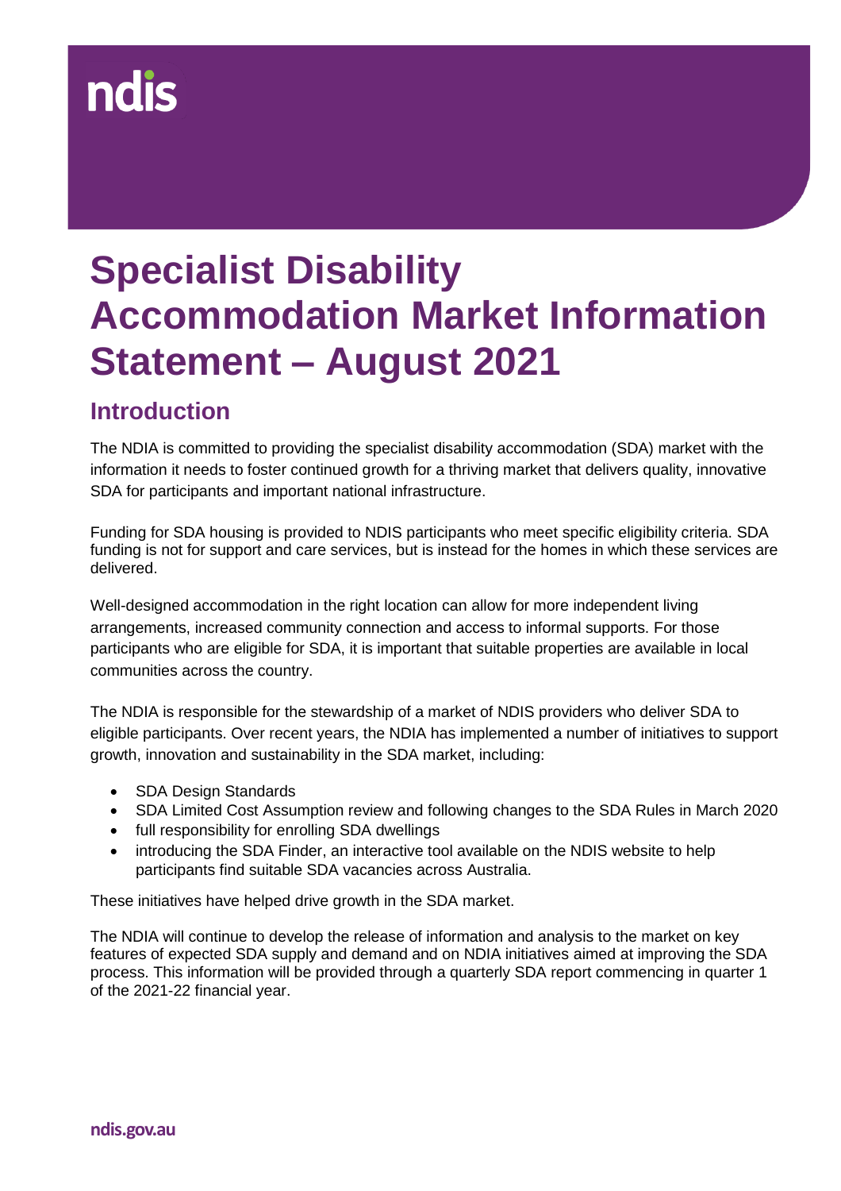# Specialist Disability Accommodation Market Information Statement – August 2021

## Introduction

The NDIA is committed to providing the specialist disability accommodation (SDA) market with the information it needs to foster continued growth for a thriving market that delivers quality, innovative SDA for participants and important national infrastructure.

Funding for SDA housing is provided to NDIS participants who meet specific eligibility criteria. SDA funding is not for support and care services, but is instead for the homes in which these services are delivered.

Well-designed accommodation in the right location can allow for more independent living arrangements, increased community connection and access to informal supports. For those participants who are eligible for SDA, it is important that suitable properties are available in local communities across the country.

The NDIA is responsible for the stewardship of a market of NDIS providers who deliver SDA to eligible participants. Over recent years, the NDIA has implemented a number of initiatives to support growth, innovation and sustainability in the SDA market, including:

- SDA Design Standards
- SDA Limited Cost Assumption review and following changes to the SDA Rules in March 2020
- full responsibility for enrolling SDA dwellings
- introducing the SDA Finder, an interactive tool available on the NDIS website to help participants find suitable SDA vacancies across Australia.

These initiatives have helped drive growth in the SDA market.

The NDIA will continue to develop the release of information and analysis to the market on key features of expected SDA supply and demand and on NDIA initiatives aimed at improving the SDA process. This information will be provided through a quarterly SDA report commencing in quarter 1 of the 2021-22 financial year.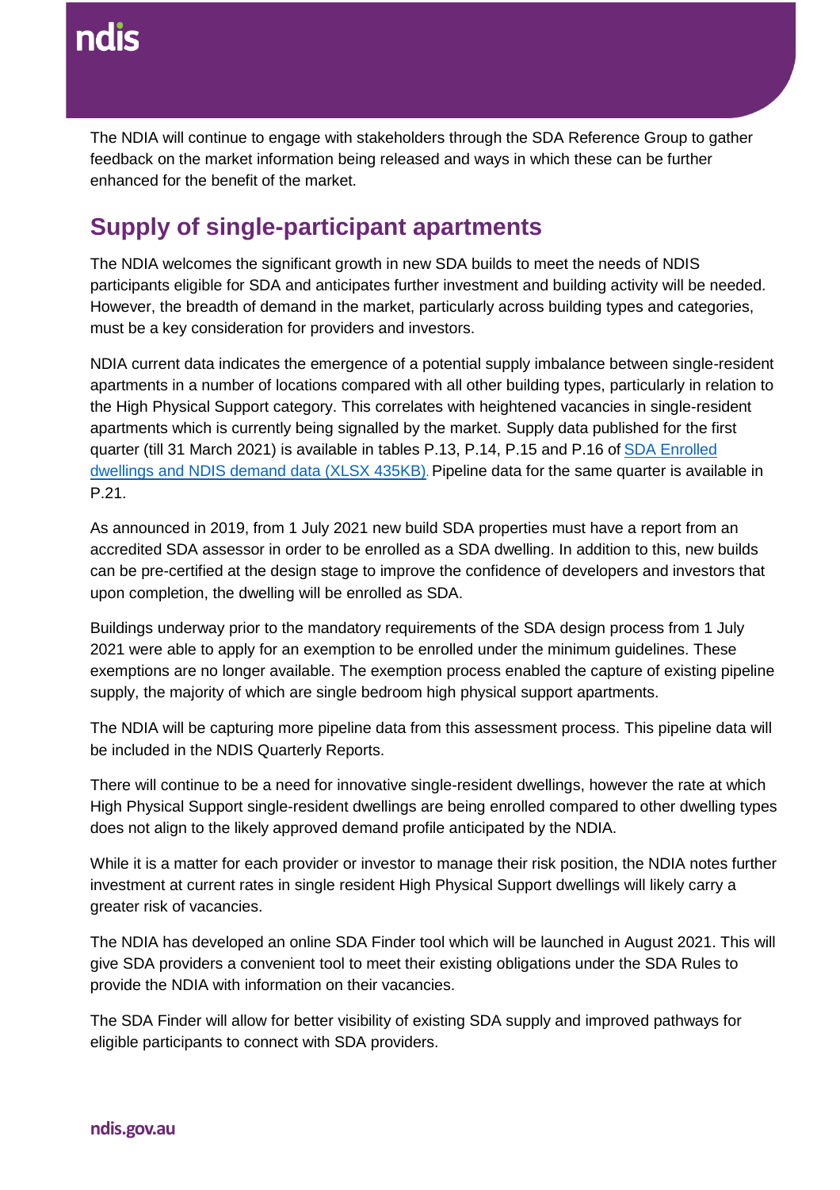The NDIA will continue to engage with stakeholders through the SDA Reference Group to gather feedback on the market information being released and ways in which these can be further enhanced for the benefit of the market.

## Supply of single-participant apartments

The NDIA welcomes the significant growth in new SDA builds to meet the needs of NDIS participants eligible for SDA and anticipates further investment and building activity will be needed. However, the breadth of demand in the market, particularly across building types and categories, must be a key consideration for providers and investors.

NDIA current data indicates the emergence of a potential supply imbalance between single-resident apartments in a number of locations compared with all other building types, particularly in relation to the High Physical Support category. This correlates with heightened vacancies in single-resident apartments which is currently being signalled by the market. Supply data published for the first quarter (till 31 March 2021) is available in tables P.13, P.14, P.15 and P.16 of SDA Enrolled dwellings and NDIS demand data (XLSX 435KB). Pipeline data for the same quarter is available in P.21.

As announced in 2019, from 1 July 2021 new build SDA properties must have a report from an accredited SDA assessor in order to be enrolled as a SDA dwelling. In addition to this, new builds can be pre-certified at the design stage to improve the confidence of developers and investors that upon completion, the dwelling will be enrolled as SDA.

Buildings underway prior to the mandatory requirements of the SDA design process from 1 July 2021 were able to apply for an exemption to be enrolled under the minimum guidelines. These exemptions are no longer available. The exemption process enabled the capture of existing pipeline supply, the majority of which are single bedroom high physical support apartments.

The NDIA will be capturing more pipeline data from this assessment process. This pipeline data will be included in the NDIS Quarterly Reports.

There will continue to be a need for innovative single-resident dwellings, however the rate at which High Physical Support single-resident dwellings are being enrolled compared to other dwelling types does not align to the likely approved demand profile anticipated by the NDIA.

While it is a matter for each provider or investor to manage their risk position, the NDIA notes further investment at current rates in single resident High Physical Support dwellings will likely carry a greater risk of vacancies.

The NDIA has developed an online SDA Finder tool which will be launched in August 2021. This will give SDA providers a convenient tool to meet their existing obligations under the SDA Rules to provide the NDIA with information on their vacancies.

The SDA Finder will allow for better visibility of existing SDA supply and improved pathways for eligible participants to connect with SDA providers.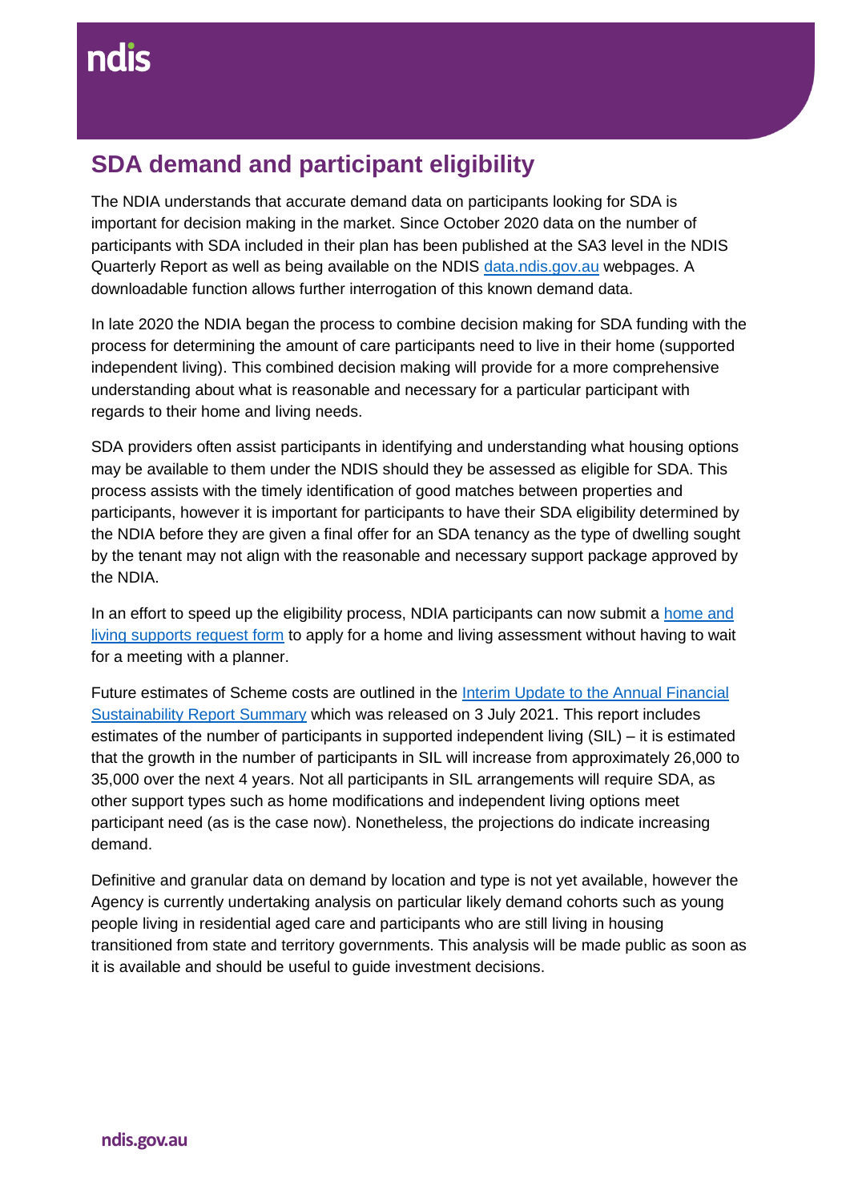## SDA demand and participant eligibility

The NDIA understands that accurate demand data on participants looking for SDA is important for decision making in the market. Since October 2020 data on the number of participants with SDA included in their plan has been published at the SA3 level in the NDIS Quarterly Report as well as being available on the NDIS [data.ndis.gov.au](data.ndis.gov.au) webpages. A downloadable function allows further interrogation of this known demand data.

In late 2020 the NDIA began the process to combine decision making for SDA funding with the process for determining the amount of care participants need to live in their home (supported independent living). This combined decision making will provide for a more comprehensive understanding about what is reasonable and necessary for a particular participant with regards to their home and living needs.

SDA providers often assist participants in identifying and understanding what housing options may be available to them under the NDIS should they be assessed as eligible for SDA. This process assists with the timely identification of good matches between properties and participants, however it is important for participants to have their SDA eligibility determined by the NDIA before they are given a final offer for an SDA tenancy as the type of dwelling sought by the tenant may not align with the reasonable and necessary support package approved by the NDIA.

In an effort to speed up the eligibility process, NDIA participants can now submit a home and living supports request form to apply for a home and living assessment without having to wait for a meeting with a planner.

Future estimates of Scheme costs are outlined in the Interim Update to the Annual Financial Sustainability Report Summary which was released on 3 July 2021. This report includes estimates of the number of participants in supported independent living (SIL) – it is estimated that the growth in the number of participants in SIL will increase from approximately 26,000 to 35,000 over the next 4 years. Not all participants in SIL arrangements will require SDA, as other support types such as home modifications and independent living options meet participant need (as is the case now). Nonetheless, the projections do indicate increasing demand.

Definitive and granular data on demand by location and type is not yet available, however the Agency is currently undertaking analysis on particular likely demand cohorts such as young people living in residential aged care and participants who are still living in housing transitioned from state and territory governments. This analysis will be made public as soon as it is available and should be useful to guide investment decisions.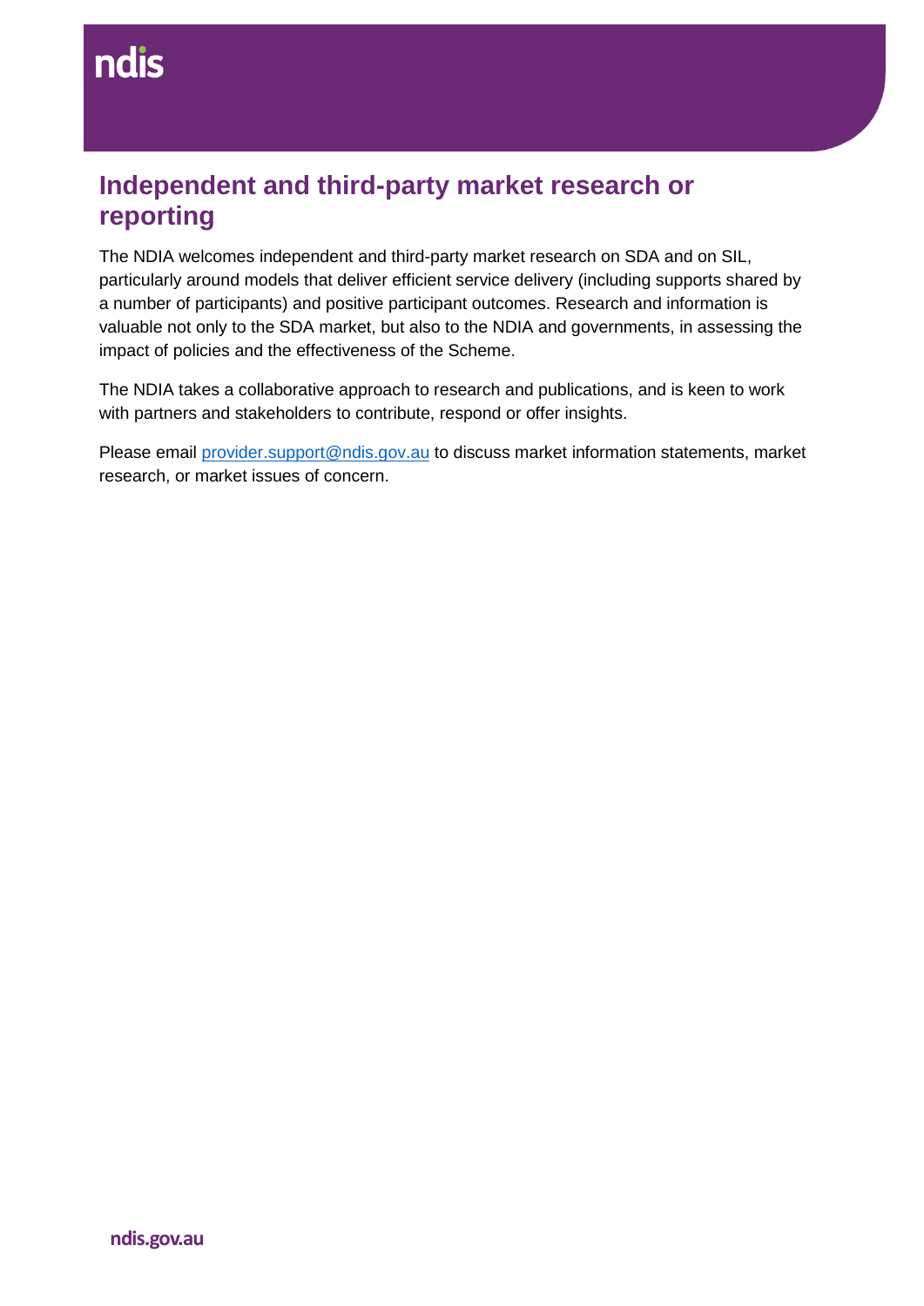## Independent and third-party market research or reporting

The NDIA welcomes independent and third-party market research on SDA and on SIL, particularly around models that deliver efficient service delivery (including supports shared by a number of participants) and positive participant outcomes. Research and information is valuable not only to the SDA market, but also to the NDIA and governments, in assessing the impact of policies and the effectiveness of the Scheme.

The NDIA takes a collaborative approach to research and publications, and is keen to work with partners and stakeholders to contribute, respond or offer insights.

Please email provider.support@ndis.gov.au to discuss market information statements, market research, or market issues of concern.